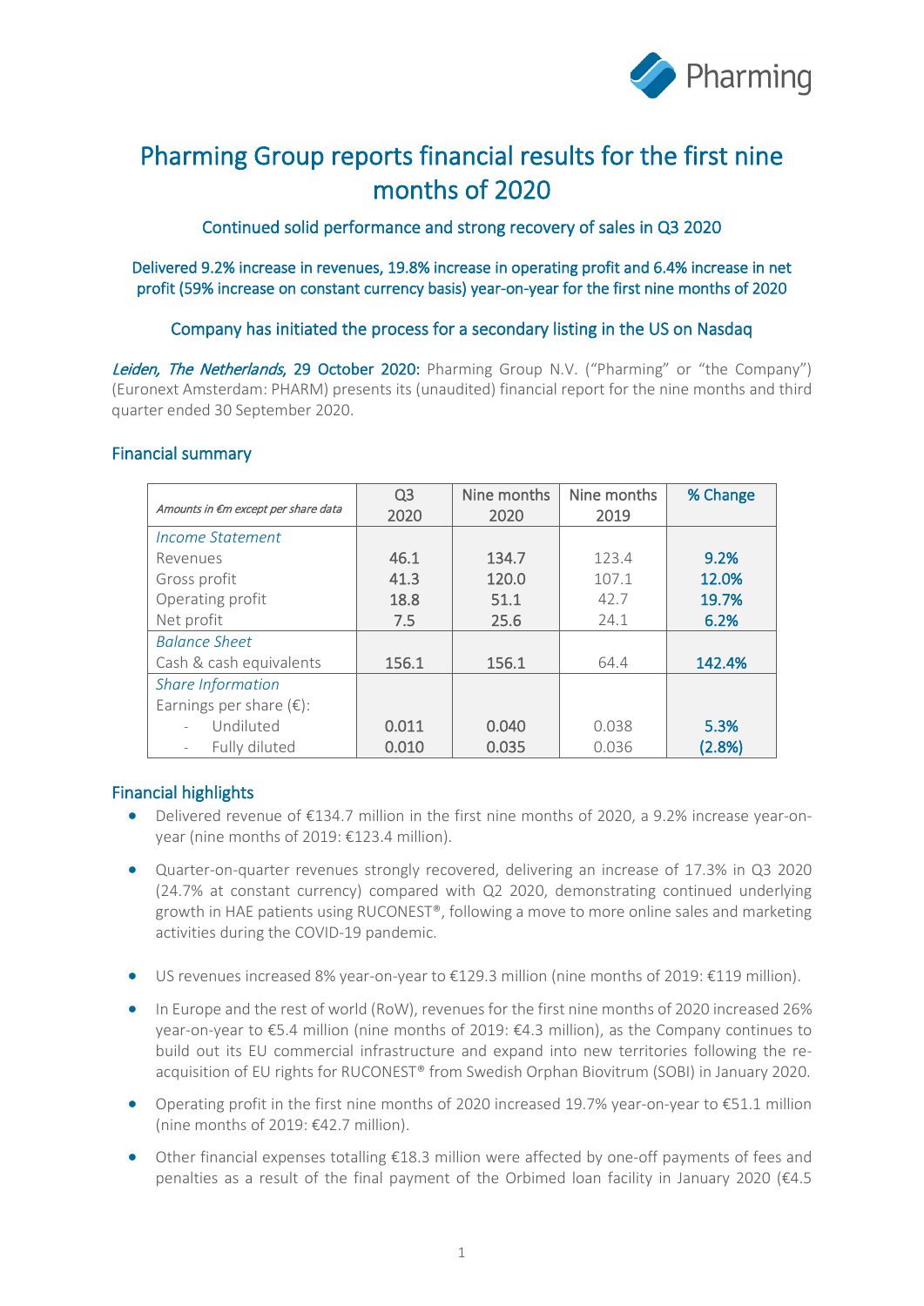# Pharming Group reports financial results for the first nine months of 2020

## Continued solid performance and strong recovery of sales in Q3 2020

## Delivered 9.2% increase in revenues, 19.8% increase in operating profit and 6.4% increase in net profit (59% increase on constant currency basis) year-on-year for the first nine months of 2020

## Company has initiated the process for a secondary listing in the US on Nasdaq

*Leiden, The Netherlands*, 29 October 2020: Pharming Group N.V. ("Pharming" or "the Company") (Euronext Amsterdam: PHARM) presents its (unaudited) financial report for the nine months and third quarter ended 30 September 2020.

## Financial summary

| *Amounts in €m except per share data* | Q3 2020 | Nine months 2020 | Nine months 2019 | % Change |
|---|---|---|---|---|
| *Income Statement* | | | | |
| Revenues | 46.1 | 134.7 | 123.4 | 9.2% |
| Gross profit | 41.3 | 120.0 | 107.1 | 12.0% |
| Operating profit | 18.8 | 51.1 | 42.7 | 19.7% |
| Net profit | 7.5 | 25.6 | 24.1 | 6.2% |
| *Balance Sheet* | | | | |
| Cash & cash equivalents | 156.1 | 156.1 | 64.4 | 142.4% |
| *Share Information* | | | | |
| Earnings per share (€): | | | | |
| - Undiluted | 0.011 | 0.040 | 0.038 | 5.3% |
| - Fully diluted | 0.010 | 0.035 | 0.036 | (2.8%) |

## Financial highlights

- Delivered revenue of €134.7 million in the first nine months of 2020, a 9.2% increase year-on-year (nine months of 2019: €123.4 million).
- Quarter-on-quarter revenues strongly recovered, delivering an increase of 17.3% in Q3 2020 (24.7% at constant currency) compared with Q2 2020, demonstrating continued underlying growth in HAE patients using RUCONEST®, following a move to more online sales and marketing activities during the COVID-19 pandemic.
- US revenues increased 8% year-on-year to €129.3 million (nine months of 2019: €119 million).
- In Europe and the rest of world (RoW), revenues for the first nine months of 2020 increased 26% year-on-year to €5.4 million (nine months of 2019: €4.3 million), as the Company continues to build out its EU commercial infrastructure and expand into new territories following the re-acquisition of EU rights for RUCONEST® from Swedish Orphan Biovitrum (SOBI) in January 2020.
- Operating profit in the first nine months of 2020 increased 19.7% year-on-year to €51.1 million (nine months of 2019: €42.7 million).
- Other financial expenses totalling €18.3 million were affected by one-off payments of fees and penalties as a result of the final payment of the Orbimed loan facility in January 2020 (€4.5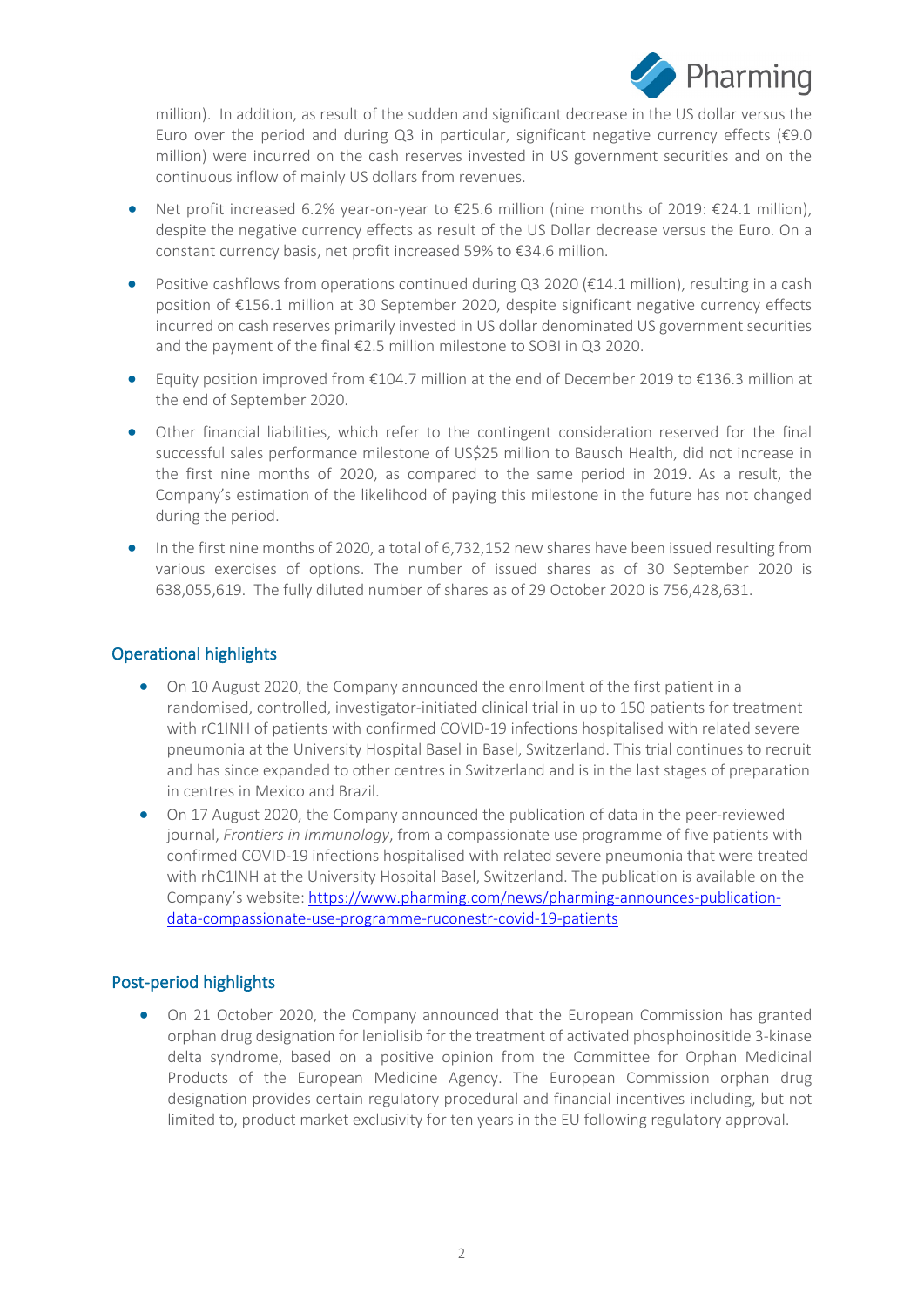million). In addition, as result of the sudden and significant decrease in the US dollar versus the Euro over the period and during Q3 in particular, significant negative currency effects (€9.0 million) were incurred on the cash reserves invested in US government securities and on the continuous inflow of mainly US dollars from revenues.

- Net profit increased 6.2% year-on-year to €25.6 million (nine months of 2019: €24.1 million), despite the negative currency effects as result of the US Dollar decrease versus the Euro. On a constant currency basis, net profit increased 59% to €34.6 million.
- Positive cashflows from operations continued during Q3 2020 (€14.1 million), resulting in a cash position of €156.1 million at 30 September 2020, despite significant negative currency effects incurred on cash reserves primarily invested in US dollar denominated US government securities and the payment of the final €2.5 million milestone to SOBI in Q3 2020.
- Equity position improved from €104.7 million at the end of December 2019 to €136.3 million at the end of September 2020.
- Other financial liabilities, which refer to the contingent consideration reserved for the final successful sales performance milestone of US$25 million to Bausch Health, did not increase in the first nine months of 2020, as compared to the same period in 2019. As a result, the Company's estimation of the likelihood of paying this milestone in the future has not changed during the period.
- In the first nine months of 2020, a total of 6,732,152 new shares have been issued resulting from various exercises of options. The number of issued shares as of 30 September 2020 is 638,055,619. The fully diluted number of shares as of 29 October 2020 is 756,428,631.

## Operational highlights

- On 10 August 2020, the Company announced the enrollment of the first patient in a randomised, controlled, investigator-initiated clinical trial in up to 150 patients for treatment with rC1INH of patients with confirmed COVID-19 infections hospitalised with related severe pneumonia at the University Hospital Basel in Basel, Switzerland. This trial continues to recruit and has since expanded to other centres in Switzerland and is in the last stages of preparation in centres in Mexico and Brazil.
- On 17 August 2020, the Company announced the publication of data in the peer-reviewed journal, *Frontiers in Immunology*, from a compassionate use programme of five patients with confirmed COVID-19 infections hospitalised with related severe pneumonia that were treated with rhC1INH at the University Hospital Basel, Switzerland. The publication is available on the Company's website: [https://www.pharming.com/news/pharming-announces-publication-data-compassionate-use-programme-ruconestr-covid-19-patients](https://www.pharming.com/news/pharming-announces-publication-data-compassionate-use-programme-ruconestr-covid-19-patients)

## Post-period highlights

- On 21 October 2020, the Company announced that the European Commission has granted orphan drug designation for leniolisib for the treatment of activated phosphoinositide 3-kinase delta syndrome, based on a positive opinion from the Committee for Orphan Medicinal Products of the European Medicine Agency. The European Commission orphan drug designation provides certain regulatory procedural and financial incentives including, but not limited to, product market exclusivity for ten years in the EU following regulatory approval.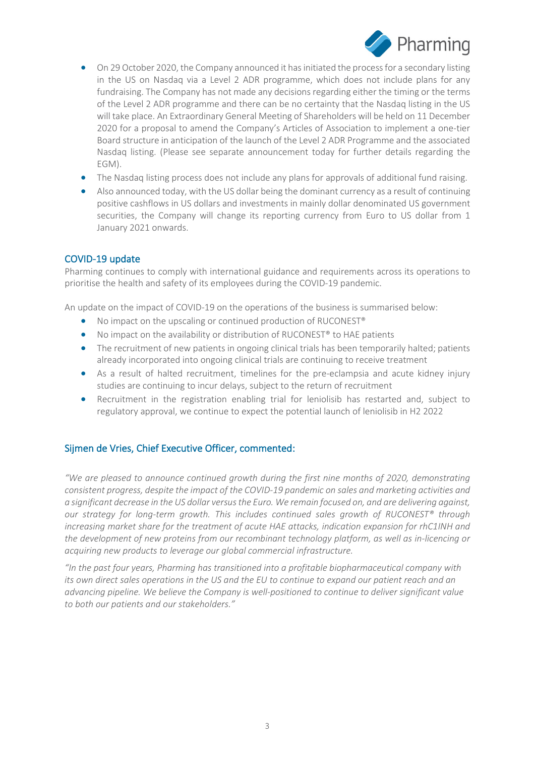- On 29 October 2020, the Company announced it has initiated the process for a secondary listing in the US on Nasdaq via a Level 2 ADR programme, which does not include plans for any fundraising. The Company has not made any decisions regarding either the timing or the terms of the Level 2 ADR programme and there can be no certainty that the Nasdaq listing in the US will take place. An Extraordinary General Meeting of Shareholders will be held on 11 December 2020 for a proposal to amend the Company's Articles of Association to implement a one-tier Board structure in anticipation of the launch of the Level 2 ADR Programme and the associated Nasdaq listing. (Please see separate announcement today for further details regarding the EGM).
- The Nasdaq listing process does not include any plans for approvals of additional fund raising.
- Also announced today, with the US dollar being the dominant currency as a result of continuing positive cashflows in US dollars and investments in mainly dollar denominated US government securities, the Company will change its reporting currency from Euro to US dollar from 1 January 2021 onwards.

## COVID-19 update

Pharming continues to comply with international guidance and requirements across its operations to prioritise the health and safety of its employees during the COVID-19 pandemic.

An update on the impact of COVID-19 on the operations of the business is summarised below:

- No impact on the upscaling or continued production of RUCONEST®
- No impact on the availability or distribution of RUCONEST® to HAE patients
- The recruitment of new patients in ongoing clinical trials has been temporarily halted; patients already incorporated into ongoing clinical trials are continuing to receive treatment
- As a result of halted recruitment, timelines for the pre-eclampsia and acute kidney injury studies are continuing to incur delays, subject to the return of recruitment
- Recruitment in the registration enabling trial for leniolisib has restarted and, subject to regulatory approval, we continue to expect the potential launch of leniolisib in H2 2022

## Sijmen de Vries, Chief Executive Officer, commented:

*"We are pleased to announce continued growth during the first nine months of 2020, demonstrating consistent progress, despite the impact of the COVID-19 pandemic on sales and marketing activities and a significant decrease in the US dollar versus the Euro. We remain focused on, and are delivering against, our strategy for long-term growth. This includes continued sales growth of RUCONEST® through increasing market share for the treatment of acute HAE attacks, indication expansion for rhC1INH and the development of new proteins from our recombinant technology platform, as well as in-licencing or acquiring new products to leverage our global commercial infrastructure.*

*"In the past four years, Pharming has transitioned into a profitable biopharmaceutical company with its own direct sales operations in the US and the EU to continue to expand our patient reach and an advancing pipeline. We believe the Company is well-positioned to continue to deliver significant value to both our patients and our stakeholders."*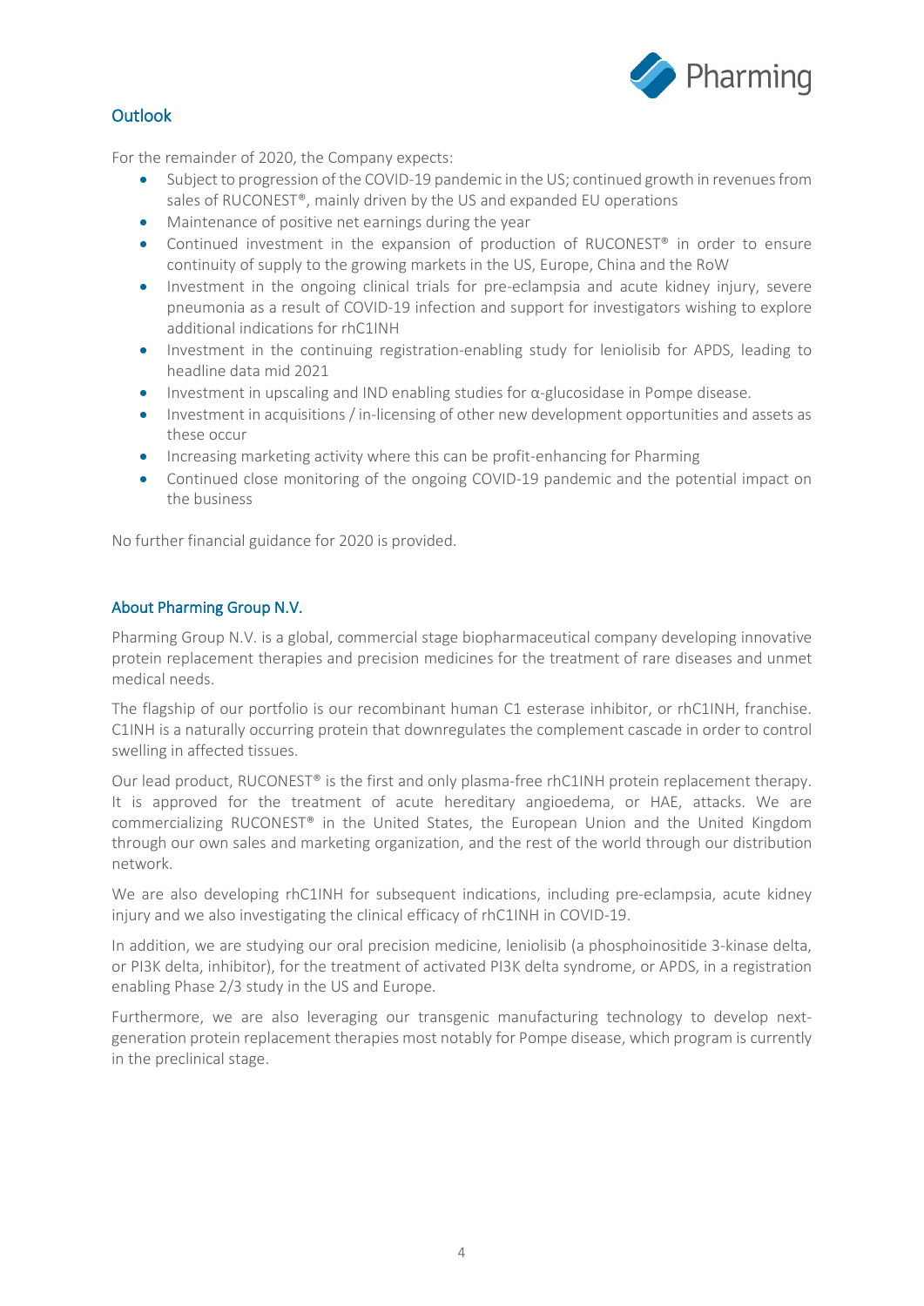## Outlook

For the remainder of 2020, the Company expects:

- Subject to progression of the COVID-19 pandemic in the US; continued growth in revenues from sales of RUCONEST®, mainly driven by the US and expanded EU operations
- Maintenance of positive net earnings during the year
- Continued investment in the expansion of production of RUCONEST® in order to ensure continuity of supply to the growing markets in the US, Europe, China and the RoW
- Investment in the ongoing clinical trials for pre-eclampsia and acute kidney injury, severe pneumonia as a result of COVID-19 infection and support for investigators wishing to explore additional indications for rhC1INH
- Investment in the continuing registration-enabling study for leniolisib for APDS, leading to headline data mid 2021
- Investment in upscaling and IND enabling studies for α-glucosidase in Pompe disease.
- Investment in acquisitions / in-licensing of other new development opportunities and assets as these occur
- Increasing marketing activity where this can be profit-enhancing for Pharming
- Continued close monitoring of the ongoing COVID-19 pandemic and the potential impact on the business

No further financial guidance for 2020 is provided.

## About Pharming Group N.V.

Pharming Group N.V. is a global, commercial stage biopharmaceutical company developing innovative protein replacement therapies and precision medicines for the treatment of rare diseases and unmet medical needs.

The flagship of our portfolio is our recombinant human C1 esterase inhibitor, or rhC1INH, franchise. C1INH is a naturally occurring protein that downregulates the complement cascade in order to control swelling in affected tissues.

Our lead product, RUCONEST® is the first and only plasma-free rhC1INH protein replacement therapy. It is approved for the treatment of acute hereditary angioedema, or HAE, attacks. We are commercializing RUCONEST® in the United States, the European Union and the United Kingdom through our own sales and marketing organization, and the rest of the world through our distribution network.

We are also developing rhC1INH for subsequent indications, including pre-eclampsia, acute kidney injury and we also investigating the clinical efficacy of rhC1INH in COVID-19.

In addition, we are studying our oral precision medicine, leniolisib (a phosphoinositide 3-kinase delta, or PI3K delta, inhibitor), for the treatment of activated PI3K delta syndrome, or APDS, in a registration enabling Phase 2/3 study in the US and Europe.

Furthermore, we are also leveraging our transgenic manufacturing technology to develop next-generation protein replacement therapies most notably for Pompe disease, which program is currently in the preclinical stage.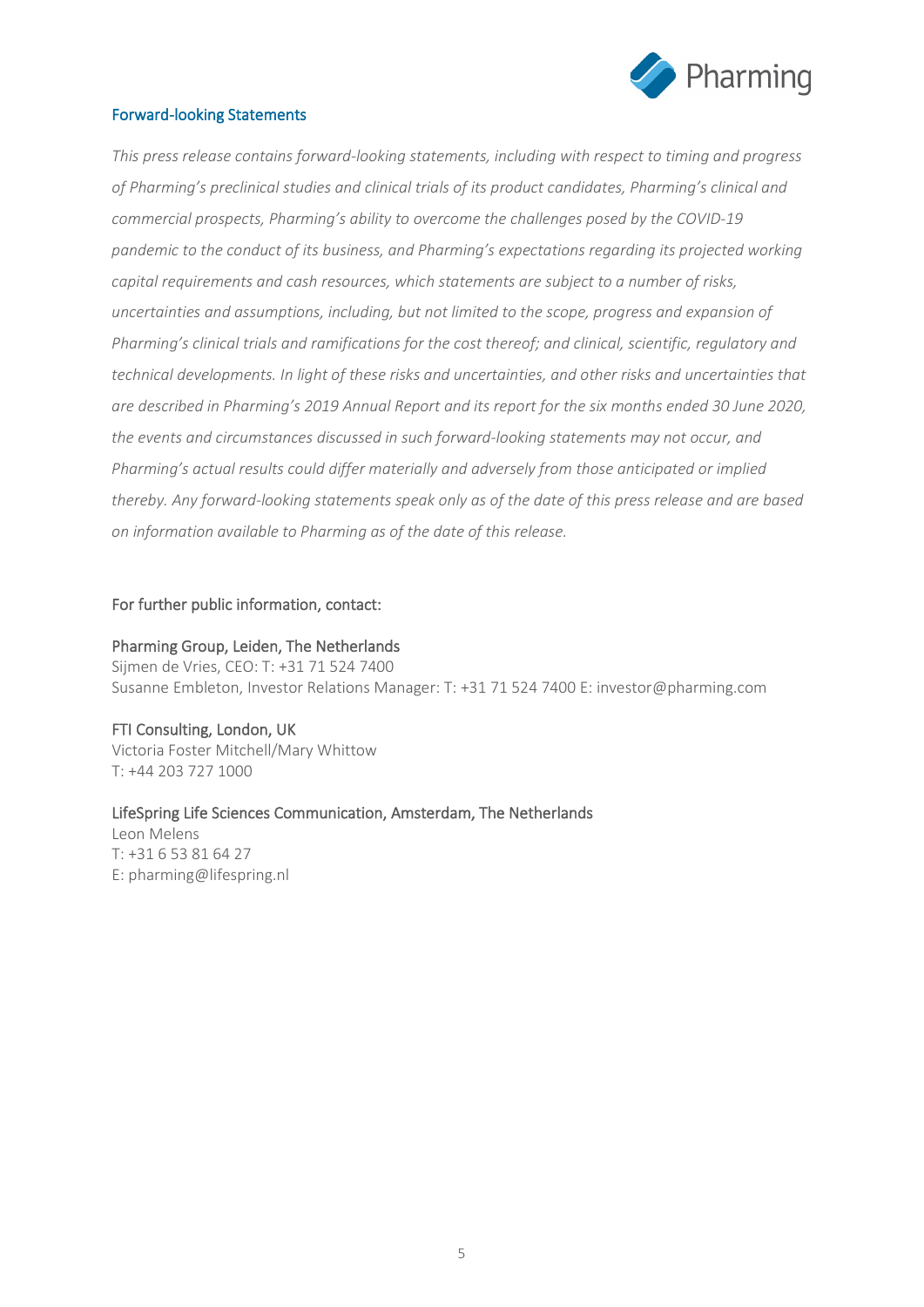## Forward-looking Statements

*This press release contains forward-looking statements, including with respect to timing and progress of Pharming's preclinical studies and clinical trials of its product candidates, Pharming's clinical and commercial prospects, Pharming's ability to overcome the challenges posed by the COVID-19 pandemic to the conduct of its business, and Pharming's expectations regarding its projected working capital requirements and cash resources, which statements are subject to a number of risks, uncertainties and assumptions, including, but not limited to the scope, progress and expansion of Pharming's clinical trials and ramifications for the cost thereof; and clinical, scientific, regulatory and technical developments. In light of these risks and uncertainties, and other risks and uncertainties that are described in Pharming's 2019 Annual Report and its report for the six months ended 30 June 2020, the events and circumstances discussed in such forward-looking statements may not occur, and Pharming's actual results could differ materially and adversely from those anticipated or implied thereby. Any forward-looking statements speak only as of the date of this press release and are based on information available to Pharming as of the date of this release.*

For further public information, contact:

Pharming Group, Leiden, The Netherlands
Sijmen de Vries, CEO: T: +31 71 524 7400
Susanne Embleton, Investor Relations Manager: T: +31 71 524 7400 E: investor@pharming.com

FTI Consulting, London, UK
Victoria Foster Mitchell/Mary Whittow
T: +44 203 727 1000

LifeSpring Life Sciences Communication, Amsterdam, The Netherlands
Leon Melens
T: +31 6 53 81 64 27
E: pharming@lifespring.nl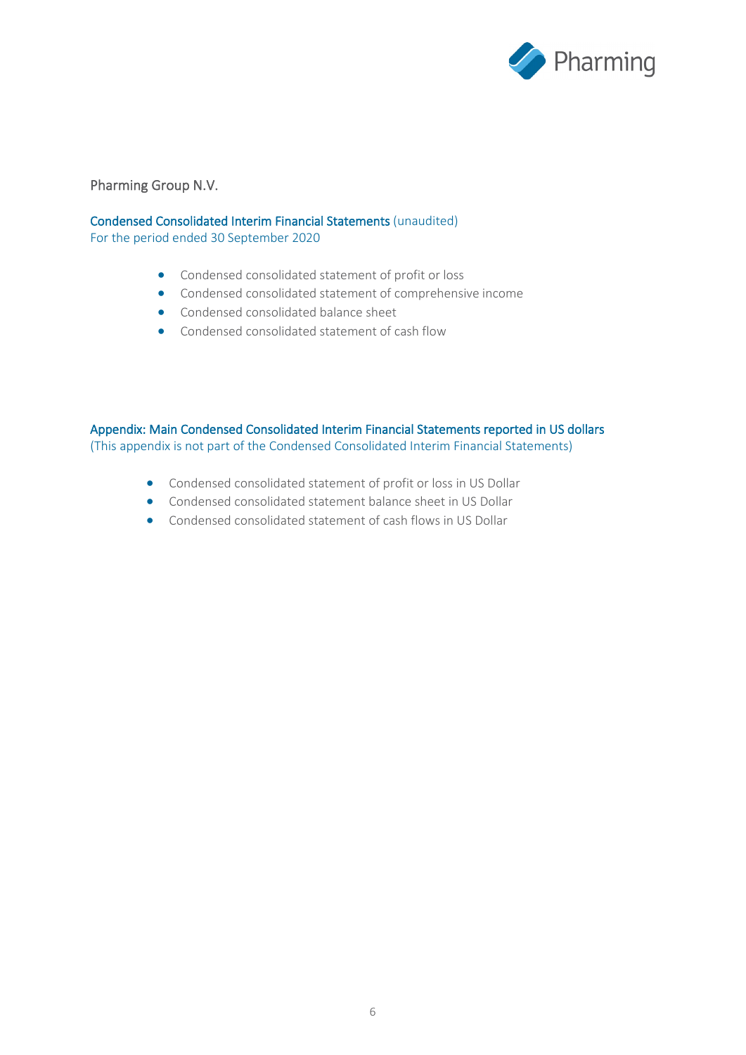Pharming Group N.V.

## Condensed Consolidated Interim Financial Statements (unaudited)

For the period ended 30 September 2020

- Condensed consolidated statement of profit or loss
- Condensed consolidated statement of comprehensive income
- Condensed consolidated balance sheet
- Condensed consolidated statement of cash flow

## Appendix: Main Condensed Consolidated Interim Financial Statements reported in US dollars

(This appendix is not part of the Condensed Consolidated Interim Financial Statements)

- Condensed consolidated statement of profit or loss in US Dollar
- Condensed consolidated statement balance sheet in US Dollar
- Condensed consolidated statement of cash flows in US Dollar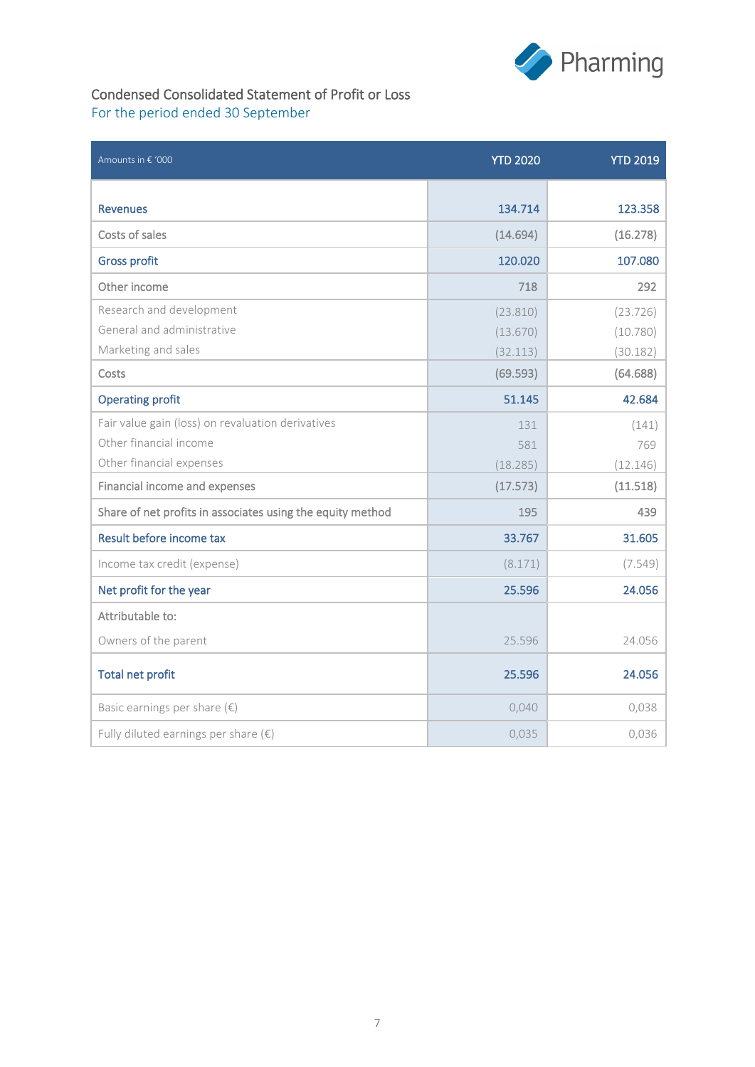## Condensed Consolidated Statement of Profit or Loss

For the period ended 30 September

| Amounts in € '000 | YTD 2020 | YTD 2019 |
|---|---|---|
| **Revenues** | **134.714** | **123.358** |
| Costs of sales | (14.694) | (16.278) |
| **Gross profit** | **120.020** | **107.080** |
| Other income | 718 | 292 |
| Research and development | (23.810) | (23.726) |
| General and administrative | (13.670) | (10.780) |
| Marketing and sales | (32.113) | (30.182) |
| Costs | (69.593) | (64.688) |
| **Operating profit** | **51.145** | **42.684** |
| Fair value gain (loss) on revaluation derivatives | 131 | (141) |
| Other financial income | 581 | 769 |
| Other financial expenses | (18.285) | (12.146) |
| Financial income and expenses | (17.573) | (11.518) |
| Share of net profits in associates using the equity method | 195 | 439 |
| **Result before income tax** | **33.767** | **31.605** |
| Income tax credit (expense) | (8.171) | (7.549) |
| **Net profit for the year** | **25.596** | **24.056** |
| Attributable to: | | |
| Owners of the parent | 25.596 | 24.056 |
| **Total net profit** | **25.596** | **24.056** |
| Basic earnings per share (€) | 0,040 | 0,038 |
| Fully diluted earnings per share (€) | 0,035 | 0,036 |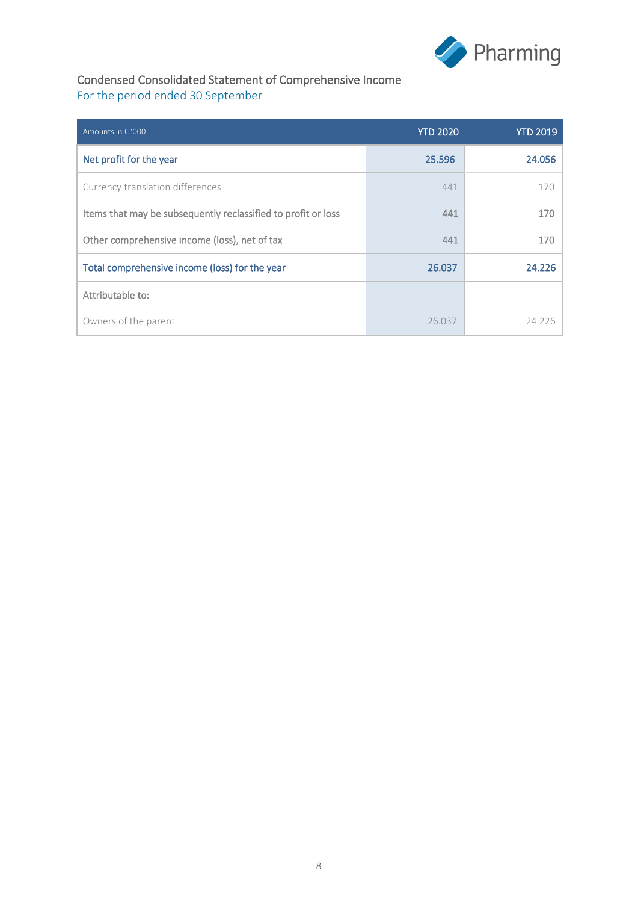## Condensed Consolidated Statement of Comprehensive Income

For the period ended 30 September

| Amounts in € '000 | YTD 2020 | YTD 2019 |
|---|---|---|
| Net profit for the year | 25.596 | 24.056 |
| Currency translation differences | 441 | 170 |
| Items that may be subsequently reclassified to profit or loss | 441 | 170 |
| Other comprehensive income (loss), net of tax | 441 | 170 |
| Total comprehensive income (loss) for the year | 26.037 | 24.226 |
| Attributable to: | | |
| Owners of the parent | 26.037 | 24.226 |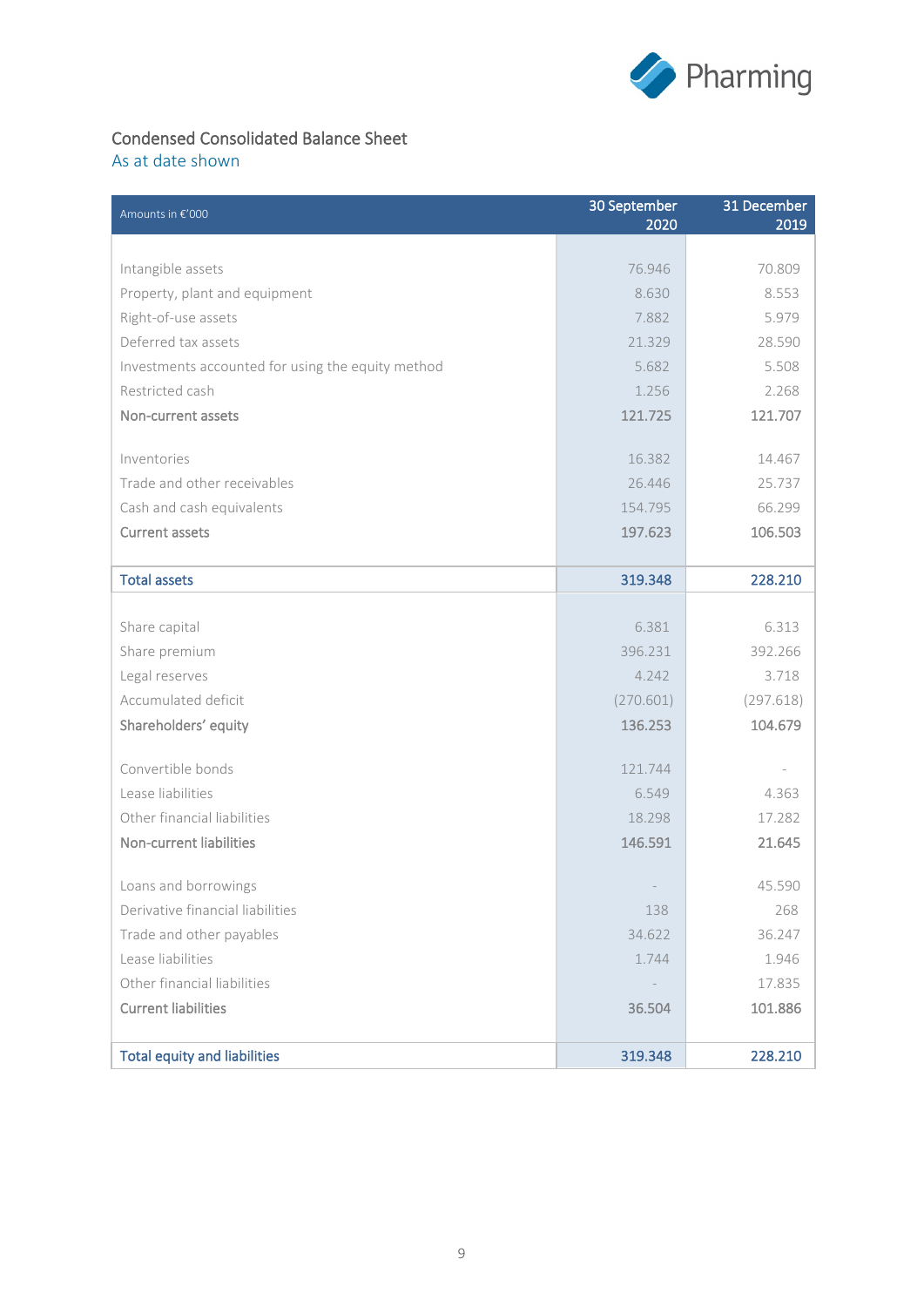## Condensed Consolidated Balance Sheet

As at date shown

| Amounts in €'000 | 30 September 2020 | 31 December 2019 |
|---|---|---|
| Intangible assets | 76.946 | 70.809 |
| Property, plant and equipment | 8.630 | 8.553 |
| Right-of-use assets | 7.882 | 5.979 |
| Deferred tax assets | 21.329 | 28.590 |
| Investments accounted for using the equity method | 5.682 | 5.508 |
| Restricted cash | 1.256 | 2.268 |
| **Non-current assets** | **121.725** | **121.707** |
| Inventories | 16.382 | 14.467 |
| Trade and other receivables | 26.446 | 25.737 |
| Cash and cash equivalents | 154.795 | 66.299 |
| **Current assets** | **197.623** | **106.503** |
| **Total assets** | **319.348** | **228.210** |
| Share capital | 6.381 | 6.313 |
| Share premium | 396.231 | 392.266 |
| Legal reserves | 4.242 | 3.718 |
| Accumulated deficit | (270.601) | (297.618) |
| **Shareholders' equity** | **136.253** | **104.679** |
| Convertible bonds | 121.744 | - |
| Lease liabilities | 6.549 | 4.363 |
| Other financial liabilities | 18.298 | 17.282 |
| **Non-current liabilities** | **146.591** | **21.645** |
| Loans and borrowings | - | 45.590 |
| Derivative financial liabilities | 138 | 268 |
| Trade and other payables | 34.622 | 36.247 |
| Lease liabilities | 1.744 | 1.946 |
| Other financial liabilities | - | 17.835 |
| **Current liabilities** | **36.504** | **101.886** |
| **Total equity and liabilities** | **319.348** | **228.210** |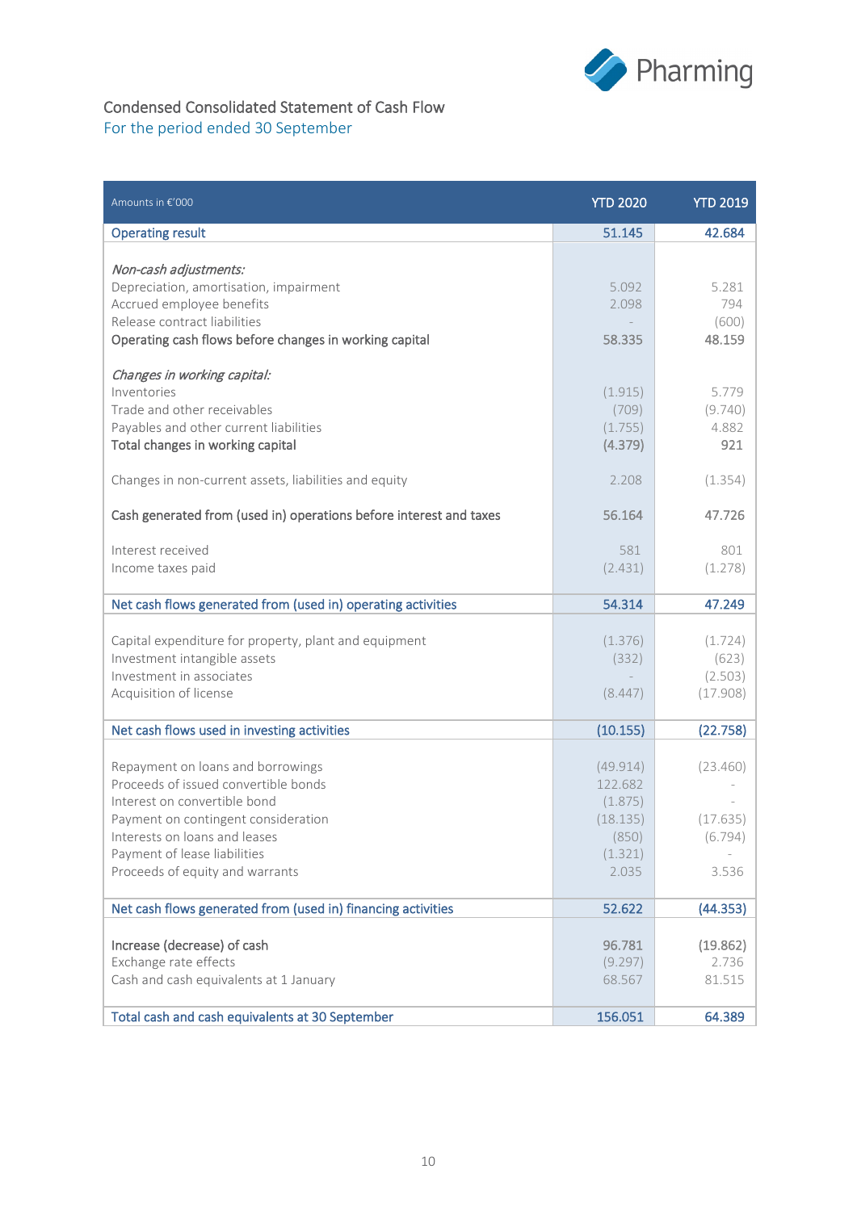## Condensed Consolidated Statement of Cash Flow

For the period ended 30 September

| Amounts in €'000 | YTD 2020 | YTD 2019 |
|---|---|---|
| Operating result | 51.145 | 42.684 |
| | | |
| *Non-cash adjustments:* | | |
| Depreciation, amortisation, impairment | 5.092 | 5.281 |
| Accrued employee benefits | 2.098 | 794 |
| Release contract liabilities | - | (600) |
| Operating cash flows before changes in working capital | 58.335 | 48.159 |
| | | |
| *Changes in working capital:* | | |
| Inventories | (1.915) | 5.779 |
| Trade and other receivables | (709) | (9.740) |
| Payables and other current liabilities | (1.755) | 4.882 |
| Total changes in working capital | (4.379) | 921 |
| | | |
| Changes in non-current assets, liabilities and equity | 2.208 | (1.354) |
| | | |
| Cash generated from (used in) operations before interest and taxes | 56.164 | 47.726 |
| | | |
| Interest received | 581 | 801 |
| Income taxes paid | (2.431) | (1.278) |
| | | |
| Net cash flows generated from (used in) operating activities | 54.314 | 47.249 |
| | | |
| Capital expenditure for property, plant and equipment | (1.376) | (1.724) |
| Investment intangible assets | (332) | (623) |
| Investment in associates | - | (2.503) |
| Acquisition of license | (8.447) | (17.908) |
| | | |
| Net cash flows used in investing activities | (10.155) | (22.758) |
| | | |
| Repayment on loans and borrowings | (49.914) | (23.460) |
| Proceeds of issued convertible bonds | 122.682 | - |
| Interest on convertible bond | (1.875) | - |
| Payment on contingent consideration | (18.135) | (17.635) |
| Interests on loans and leases | (850) | (6.794) |
| Payment of lease liabilities | (1.321) | - |
| Proceeds of equity and warrants | 2.035 | 3.536 |
| | | |
| Net cash flows generated from (used in) financing activities | 52.622 | (44.353) |
| | | |
| Increase (decrease) of cash | 96.781 | (19.862) |
| Exchange rate effects | (9.297) | 2.736 |
| Cash and cash equivalents at 1 January | 68.567 | 81.515 |
| | | |
| Total cash and cash equivalents at 30 September | 156.051 | 64.389 |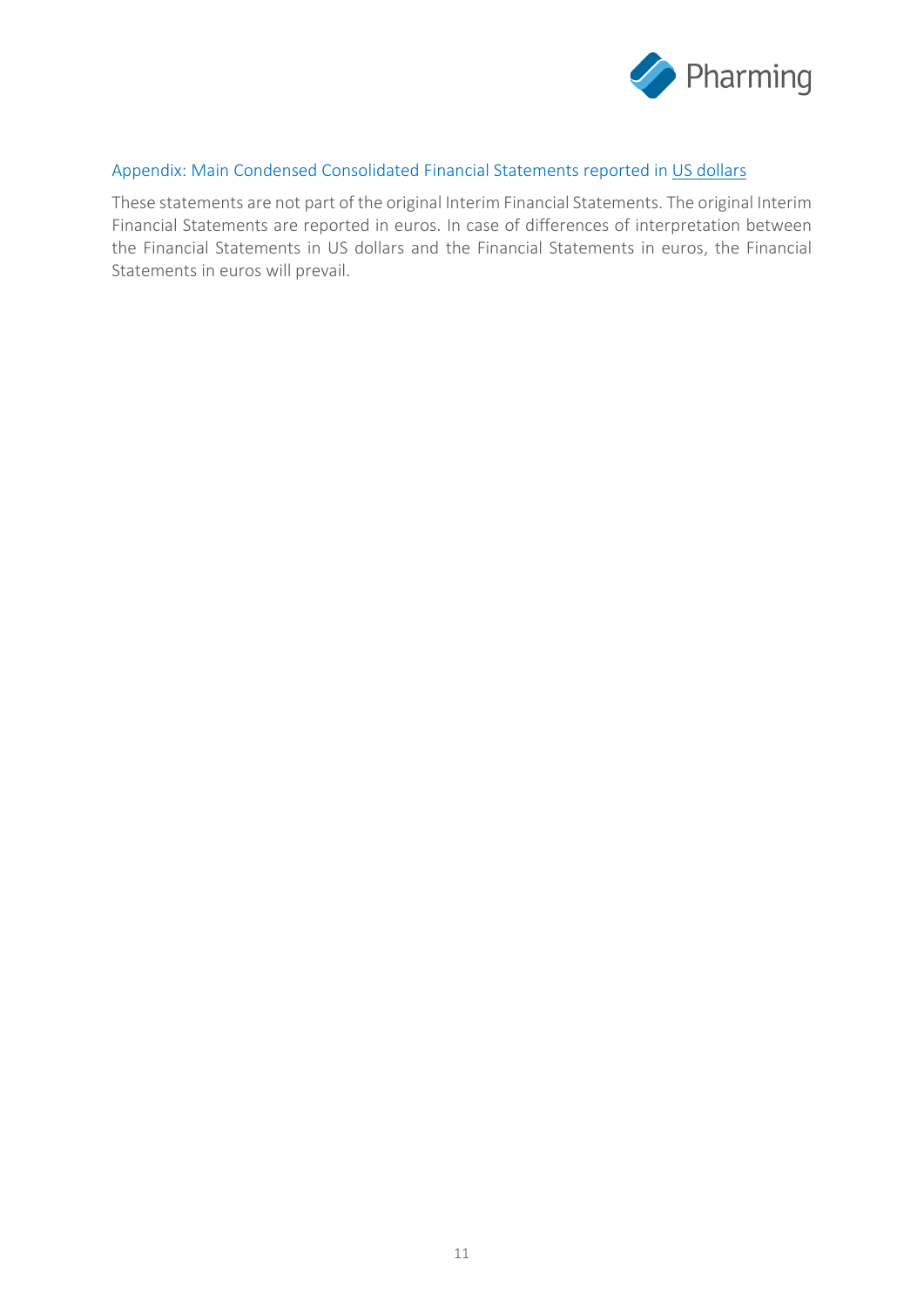## Appendix: Main Condensed Consolidated Financial Statements reported in US dollars

These statements are not part of the original Interim Financial Statements. The original Interim Financial Statements are reported in euros. In case of differences of interpretation between the Financial Statements in US dollars and the Financial Statements in euros, the Financial Statements in euros will prevail.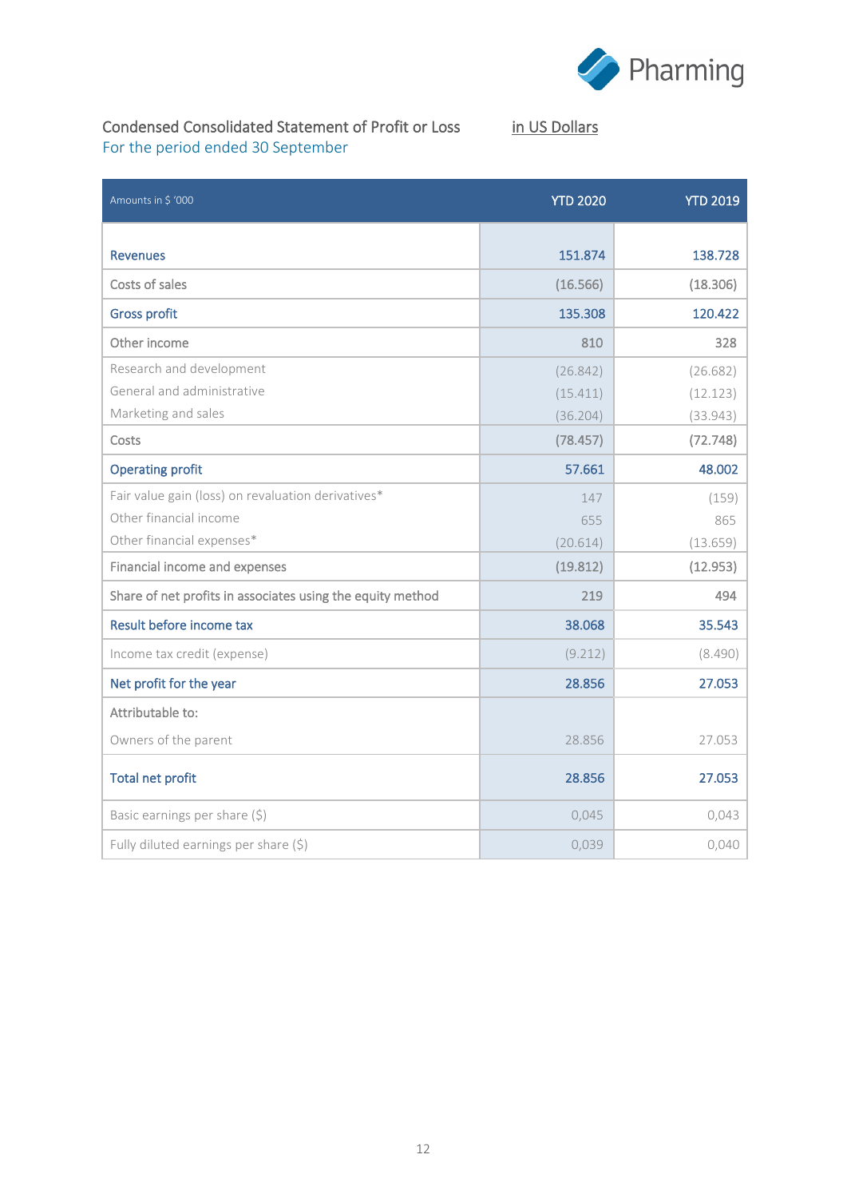Condensed Consolidated Statement of Profit or Loss in US Dollars

For the period ended 30 September

| Amounts in $ '000 | YTD 2020 | YTD 2019 |
|---|---|---|
| Revenues | 151.874 | 138.728 |
| Costs of sales | (16.566) | (18.306) |
| Gross profit | 135.308 | 120.422 |
| Other income | 810 | 328 |
| Research and development | (26.842) | (26.682) |
| General and administrative | (15.411) | (12.123) |
| Marketing and sales | (36.204) | (33.943) |
| Costs | (78.457) | (72.748) |
| Operating profit | 57.661 | 48.002 |
| Fair value gain (loss) on revaluation derivatives* | 147 | (159) |
| Other financial income | 655 | 865 |
| Other financial expenses* | (20.614) | (13.659) |
| Financial income and expenses | (19.812) | (12.953) |
| Share of net profits in associates using the equity method | 219 | 494 |
| Result before income tax | 38.068 | 35.543 |
| Income tax credit (expense) | (9.212) | (8.490) |
| Net profit for the year | 28.856 | 27.053 |
| Attributable to: | | |
| Owners of the parent | 28.856 | 27.053 |
| Total net profit | 28.856 | 27.053 |
| Basic earnings per share ($) | 0,045 | 0,043 |
| Fully diluted earnings per share ($) | 0,039 | 0,040 |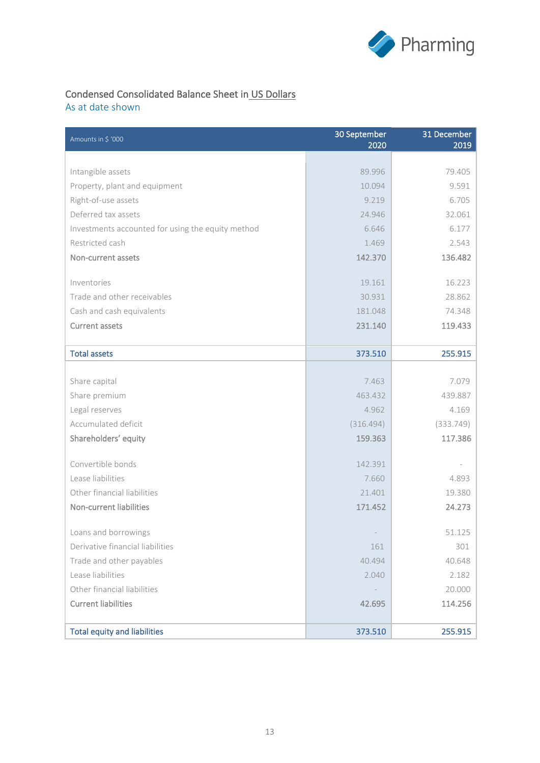## Condensed Consolidated Balance Sheet in US Dollars

As at date shown

| Amounts in $ '000 | 30 September 2020 | 31 December 2019 |
|---|---|---|
| Intangible assets | 89.996 | 79.405 |
| Property, plant and equipment | 10.094 | 9.591 |
| Right-of-use assets | 9.219 | 6.705 |
| Deferred tax assets | 24.946 | 32.061 |
| Investments accounted for using the equity method | 6.646 | 6.177 |
| Restricted cash | 1.469 | 2.543 |
| **Non-current assets** | **142.370** | **136.482** |
| Inventories | 19.161 | 16.223 |
| Trade and other receivables | 30.931 | 28.862 |
| Cash and cash equivalents | 181.048 | 74.348 |
| **Current assets** | **231.140** | **119.433** |
| **Total assets** | **373.510** | **255.915** |
| Share capital | 7.463 | 7.079 |
| Share premium | 463.432 | 439.887 |
| Legal reserves | 4.962 | 4.169 |
| Accumulated deficit | (316.494) | (333.749) |
| **Shareholders' equity** | **159.363** | **117.386** |
| Convertible bonds | 142.391 | - |
| Lease liabilities | 7.660 | 4.893 |
| Other financial liabilities | 21.401 | 19.380 |
| **Non-current liabilities** | **171.452** | **24.273** |
| Loans and borrowings | - | 51.125 |
| Derivative financial liabilities | 161 | 301 |
| Trade and other payables | 40.494 | 40.648 |
| Lease liabilities | 2.040 | 2.182 |
| Other financial liabilities | - | 20.000 |
| **Current liabilities** | **42.695** | **114.256** |
| **Total equity and liabilities** | **373.510** | **255.915** |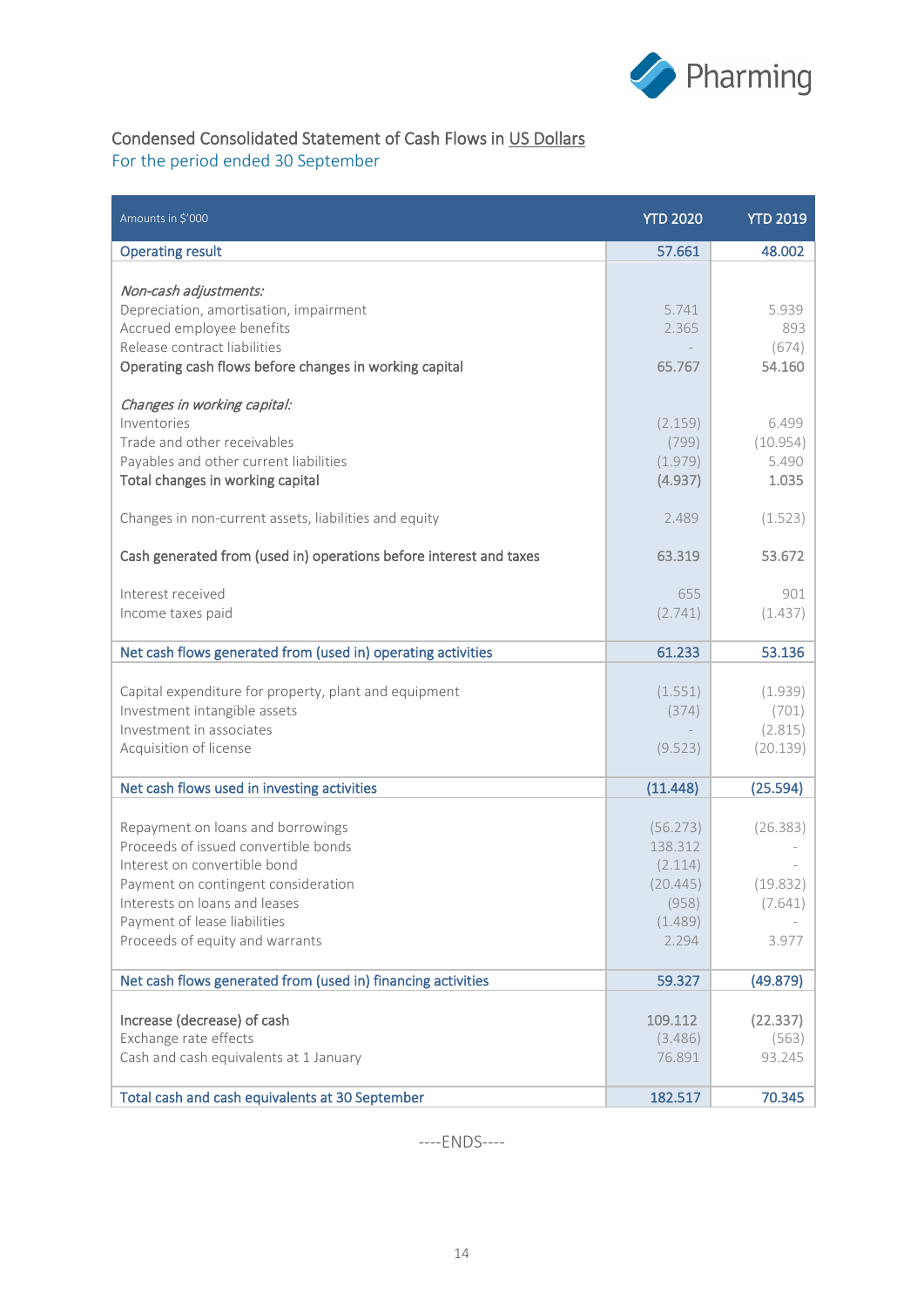Pharming

## Condensed Consolidated Statement of Cash Flows in US Dollars

For the period ended 30 September

| Amounts in $'000 | YTD 2020 | YTD 2019 |
|---|---|---|
| Operating result | 57.661 | 48.002 |
| *Non-cash adjustments:* | | |
| Depreciation, amortisation, impairment | 5.741 | 5.939 |
| Accrued employee benefits | 2.365 | 893 |
| Release contract liabilities | - | (674) |
| Operating cash flows before changes in working capital | 65.767 | 54.160 |
| *Changes in working capital:* | | |
| Inventories | (2.159) | 6.499 |
| Trade and other receivables | (799) | (10.954) |
| Payables and other current liabilities | (1.979) | 5.490 |
| Total changes in working capital | (4.937) | 1.035 |
| Changes in non-current assets, liabilities and equity | 2.489 | (1.523) |
| Cash generated from (used in) operations before interest and taxes | 63.319 | 53.672 |
| Interest received | 655 | 901 |
| Income taxes paid | (2.741) | (1.437) |
| Net cash flows generated from (used in) operating activities | 61.233 | 53.136 |
| Capital expenditure for property, plant and equipment | (1.551) | (1.939) |
| Investment intangible assets | (374) | (701) |
| Investment in associates | - | (2.815) |
| Acquisition of license | (9.523) | (20.139) |
| Net cash flows used in investing activities | (11.448) | (25.594) |
| Repayment on loans and borrowings | (56.273) | (26.383) |
| Proceeds of issued convertible bonds | 138.312 | - |
| Interest on convertible bond | (2.114) | - |
| Payment on contingent consideration | (20.445) | (19.832) |
| Interests on loans and leases | (958) | (7.641) |
| Payment of lease liabilities | (1.489) | - |
| Proceeds of equity and warrants | 2.294 | 3.977 |
| Net cash flows generated from (used in) financing activities | 59.327 | (49.879) |
| Increase (decrease) of cash | 109.112 | (22.337) |
| Exchange rate effects | (3.486) | (563) |
| Cash and cash equivalents at 1 January | 76.891 | 93.245 |
| Total cash and cash equivalents at 30 September | 182.517 | 70.345 |

----ENDS----